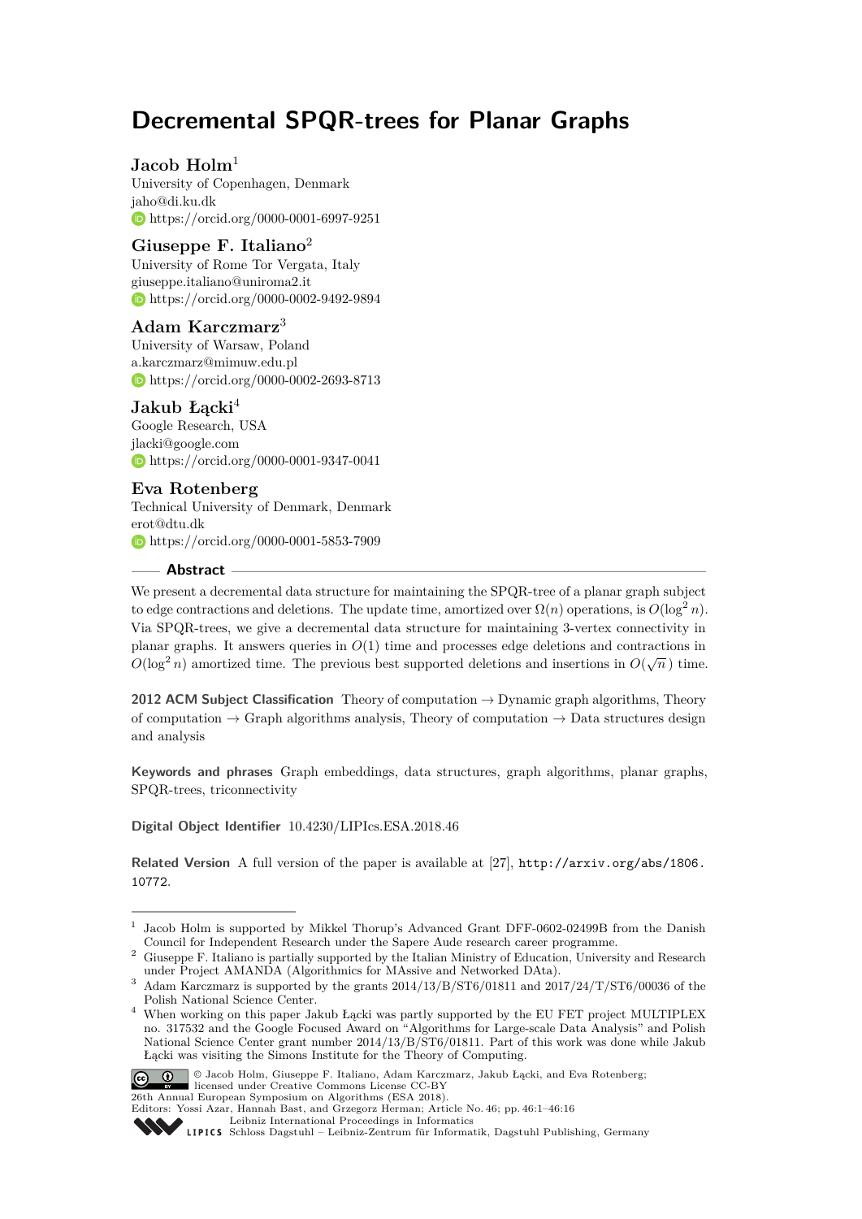# Decremental SPQR-trees for Planar Graphs

**Jacob Holm**[1]
University of Copenhagen, Denmark
jaho@di.ku.dk
https://orcid.org/0000-0001-6997-9251

**Giuseppe F. Italiano**[2]
University of Rome Tor Vergata, Italy
giuseppe.italiano@uniroma2.it
https://orcid.org/0000-0002-9492-9894

**Adam Karczmarz**[3]
University of Warsaw, Poland
a.karczmarz@mimuw.edu.pl
https://orcid.org/0000-0002-2693-8713

**Jakub Łącki**[4]
Google Research, USA
jlacki@google.com
https://orcid.org/0000-0001-9347-0041

**Eva Rotenberg**
Technical University of Denmark, Denmark
erot@dtu.dk
https://orcid.org/0000-0001-5853-7909

## Abstract

We present a decremental data structure for maintaining the SPQR-tree of a planar graph subject to edge contractions and deletions. The update time, amortized over $\Omega(n)$ operations, is $O(\log^2 n)$. Via SPQR-trees, we give a decremental data structure for maintaining 3-vertex connectivity in planar graphs. It answers queries in $O(1)$ time and processes edge deletions and contractions in $O(\log^2 n)$ amortized time. The previous best supported deletions and insertions in $O(\sqrt{n})$ time.

**2012 ACM Subject Classification** Theory of computation → Dynamic graph algorithms, Theory of computation → Graph algorithms analysis, Theory of computation → Data structures design and analysis

**Keywords and phrases** Graph embeddings, data structures, graph algorithms, planar graphs, SPQR-trees, triconnectivity

**Digital Object Identifier** 10.4230/LIPIcs.ESA.2018.46

**Related Version** A full version of the paper is available at [27], http://arxiv.org/abs/1806.10772.

---

[1] Jacob Holm is supported by Mikkel Thorup's Advanced Grant DFF-0602-02499B from the Danish Council for Independent Research under the Sapere Aude research career programme.

[2] Giuseppe F. Italiano is partially supported by the Italian Ministry of Education, University and Research under Project AMANDA (Algorithmics for MAssive and Networked DAta).

[3] Adam Karczmarz is supported by the grants 2014/13/B/ST6/01811 and 2017/24/T/ST6/00036 of the Polish National Science Center.

[4] When working on this paper Jakub Łącki was partly supported by the EU FET project MULTIPLEX no. 317532 and the Google Focused Award on "Algorithms for Large-scale Data Analysis" and Polish National Science Center grant number 2014/13/B/ST6/01811. Part of this work was done while Jakub Łącki was visiting the Simons Institute for the Theory of Computing.

© Jacob Holm, Giuseppe F. Italiano, Adam Karczmarz, Jakub Łącki, and Eva Rotenberg; licensed under Creative Commons License CC-BY
26th Annual European Symposium on Algorithms (ESA 2018).
Editors: Yossi Azar, Hannah Bast, and Grzegorz Herman; Article No. 46; pp. 46:1–46:16
Leibniz International Proceedings in Informatics
LIPICS Schloss Dagstuhl – Leibniz-Zentrum für Informatik, Dagstuhl Publishing, Germany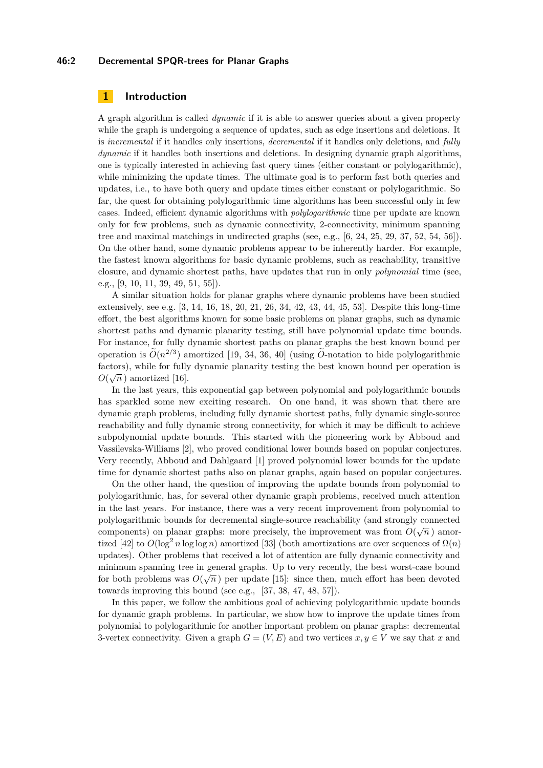## 1 Introduction

A graph algorithm is called *dynamic* if it is able to answer queries about a given property while the graph is undergoing a sequence of updates, such as edge insertions and deletions. It is *incremental* if it handles only insertions, *decremental* if it handles only deletions, and *fully dynamic* if it handles both insertions and deletions. In designing dynamic graph algorithms, one is typically interested in achieving fast query times (either constant or polylogarithmic), while minimizing the update times. The ultimate goal is to perform fast both queries and updates, i.e., to have both query and update times either constant or polylogarithmic. So far, the quest for obtaining polylogarithmic time algorithms has been successful only in few cases. Indeed, efficient dynamic algorithms with *polylogarithmic* time per update are known only for few problems, such as dynamic connectivity, 2-connectivity, minimum spanning tree and maximal matchings in undirected graphs (see, e.g., [6, 24, 25, 29, 37, 52, 54, 56]). On the other hand, some dynamic problems appear to be inherently harder. For example, the fastest known algorithms for basic dynamic problems, such as reachability, transitive closure, and dynamic shortest paths, have updates that run in only *polynomial* time (see, e.g., [9, 10, 11, 39, 49, 51, 55]).

A similar situation holds for planar graphs where dynamic problems have been studied extensively, see e.g. [3, 14, 16, 18, 20, 21, 26, 34, 42, 43, 44, 45, 53]. Despite this long-time effort, the best algorithms known for some basic problems on planar graphs, such as dynamic shortest paths and dynamic planarity testing, still have polynomial update time bounds. For instance, for fully dynamic shortest paths on planar graphs the best known bound per operation is $\widetilde{O}(n^{2/3})$ amortized [19, 34, 36, 40] (using $\widetilde{O}$-notation to hide polylogarithmic factors), while for fully dynamic planarity testing the best known bound per operation is $O(\sqrt{n})$ amortized [16].

In the last years, this exponential gap between polynomial and polylogarithmic bounds has sparkled some new exciting research. On one hand, it was shown that there are dynamic graph problems, including fully dynamic shortest paths, fully dynamic single-source reachability and fully dynamic strong connectivity, for which it may be difficult to achieve subpolynomial update bounds. This started with the pioneering work by Abboud and Vassilevska-Williams [2], who proved conditional lower bounds based on popular conjectures. Very recently, Abboud and Dahlgaard [1] proved polynomial lower bounds for the update time for dynamic shortest paths also on planar graphs, again based on popular conjectures.

On the other hand, the question of improving the update bounds from polynomial to polylogarithmic, has, for several other dynamic graph problems, received much attention in the last years. For instance, there was a very recent improvement from polynomial to polylogarithmic bounds for decremental single-source reachability (and strongly connected components) on planar graphs: more precisely, the improvement was from $O(\sqrt{n})$ amortized [42] to $O(\log^2 n \log\log n)$ amortized [33] (both amortizations are over sequences of $\Omega(n)$ updates). Other problems that received a lot of attention are fully dynamic connectivity and minimum spanning tree in general graphs. Up to very recently, the best worst-case bound for both problems was $O(\sqrt{n})$ per update [15]: since then, much effort has been devoted towards improving this bound (see e.g., [37, 38, 47, 48, 57]).

In this paper, we follow the ambitious goal of achieving polylogarithmic update bounds for dynamic graph problems. In particular, we show how to improve the update times from polynomial to polylogarithmic for another important problem on planar graphs: decremental 3-vertex connectivity. Given a graph $G = (V, E)$ and two vertices $x, y \in V$ we say that $x$ and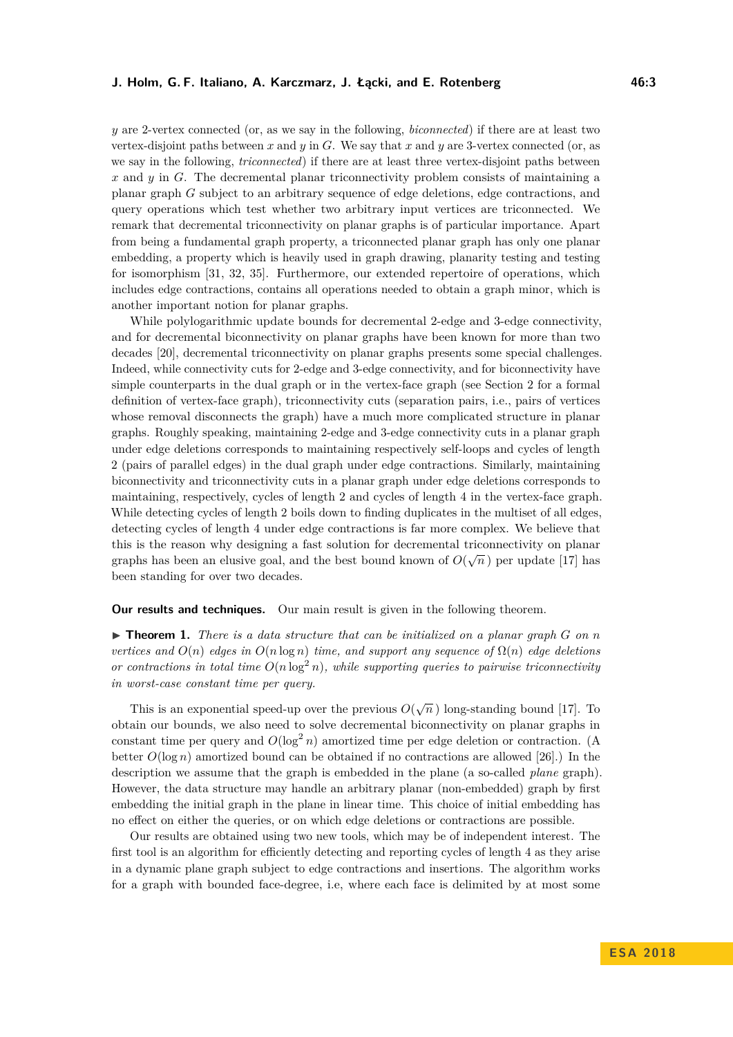$y$ are 2-vertex connected (or, as we say in the following, *biconnected*) if there are at least two vertex-disjoint paths between $x$ and $y$ in $G$. We say that $x$ and $y$ are 3-vertex connected (or, as we say in the following, *triconnected*) if there are at least three vertex-disjoint paths between $x$ and $y$ in $G$. The decremental planar triconnectivity problem consists of maintaining a planar graph $G$ subject to an arbitrary sequence of edge deletions, edge contractions, and query operations which test whether two arbitrary input vertices are triconnected. We remark that decremental triconnectivity on planar graphs is of particular importance. Apart from being a fundamental graph property, a triconnected planar graph has only one planar embedding, a property which is heavily used in graph drawing, planarity testing and testing for isomorphism [31, 32, 35]. Furthermore, our extended repertoire of operations, which includes edge contractions, contains all operations needed to obtain a graph minor, which is another important notion for planar graphs.

While polylogarithmic update bounds for decremental 2-edge and 3-edge connectivity, and for decremental biconnectivity on planar graphs have been known for more than two decades [20], decremental triconnectivity on planar graphs presents some special challenges. Indeed, while connectivity cuts for 2-edge and 3-edge connectivity, and for biconnectivity have simple counterparts in the dual graph or in the vertex-face graph (see Section 2 for a formal definition of vertex-face graph), triconnectivity cuts (separation pairs, i.e., pairs of vertices whose removal disconnects the graph) have a much more complicated structure in planar graphs. Roughly speaking, maintaining 2-edge and 3-edge connectivity cuts in a planar graph under edge deletions corresponds to maintaining respectively self-loops and cycles of length 2 (pairs of parallel edges) in the dual graph under edge contractions. Similarly, maintaining biconnectivity and triconnectivity cuts in a planar graph under edge deletions corresponds to maintaining, respectively, cycles of length 2 and cycles of length 4 in the vertex-face graph. While detecting cycles of length 2 boils down to finding duplicates in the multiset of all edges, detecting cycles of length 4 under edge contractions is far more complex. We believe that this is the reason why designing a fast solution for decremental triconnectivity on planar graphs has been an elusive goal, and the best bound known of $O(\sqrt{n})$ per update [17] has been standing for over two decades.

**Our results and techniques.** Our main result is given in the following theorem.

▶ **Theorem 1.** *There is a data structure that can be initialized on a planar graph $G$ on $n$ vertices and $O(n)$ edges in $O(n \log n)$ time, and support any sequence of $\Omega(n)$ edge deletions or contractions in total time $O(n \log^2 n)$, while supporting queries to pairwise triconnectivity in worst-case constant time per query.*

This is an exponential speed-up over the previous $O(\sqrt{n})$ long-standing bound [17]. To obtain our bounds, we also need to solve decremental biconnectivity on planar graphs in constant time per query and $O(\log^2 n)$ amortized time per edge deletion or contraction. (A better $O(\log n)$ amortized bound can be obtained if no contractions are allowed [26].) In the description we assume that the graph is embedded in the plane (a so-called *plane* graph). However, the data structure may handle an arbitrary planar (non-embedded) graph by first embedding the initial graph in the plane in linear time. This choice of initial embedding has no effect on either the queries, or on which edge deletions or contractions are possible.

Our results are obtained using two new tools, which may be of independent interest. The first tool is an algorithm for efficiently detecting and reporting cycles of length 4 as they arise in a dynamic plane graph subject to edge contractions and insertions. The algorithm works for a graph with bounded face-degree, i.e, where each face is delimited by at most some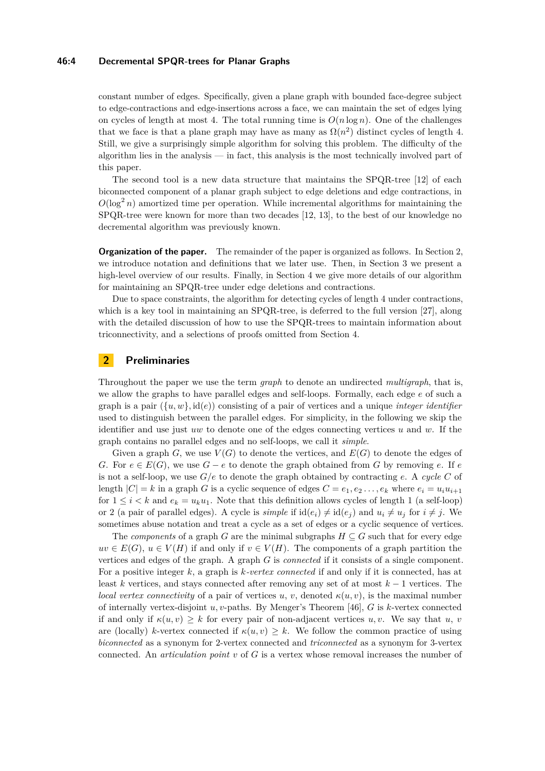constant number of edges. Specifically, given a plane graph with bounded face-degree subject to edge-contractions and edge-insertions across a face, we can maintain the set of edges lying on cycles of length at most 4. The total running time is $O(n \log n)$. One of the challenges that we face is that a plane graph may have as many as $\Omega(n^2)$ distinct cycles of length 4. Still, we give a surprisingly simple algorithm for solving this problem. The difficulty of the algorithm lies in the analysis — in fact, this analysis is the most technically involved part of this paper.

The second tool is a new data structure that maintains the SPQR-tree [12] of each biconnected component of a planar graph subject to edge deletions and edge contractions, in $O(\log^2 n)$ amortized time per operation. While incremental algorithms for maintaining the SPQR-tree were known for more than two decades [12, 13], to the best of our knowledge no decremental algorithm was previously known.

**Organization of the paper.** The remainder of the paper is organized as follows. In Section 2, we introduce notation and definitions that we later use. Then, in Section 3 we present a high-level overview of our results. Finally, in Section 4 we give more details of our algorithm for maintaining an SPQR-tree under edge deletions and contractions.

Due to space constraints, the algorithm for detecting cycles of length 4 under contractions, which is a key tool in maintaining an SPQR-tree, is deferred to the full version [27], along with the detailed discussion of how to use the SPQR-trees to maintain information about triconnectivity, and a selections of proofs omitted from Section 4.

## 2 Preliminaries

Throughout the paper we use the term *graph* to denote an undirected *multigraph*, that is, we allow the graphs to have parallel edges and self-loops. Formally, each edge $e$ of such a graph is a pair $(\{u, w\}, \mathrm{id}(e))$ consisting of a pair of vertices and a unique *integer identifier* used to distinguish between the parallel edges. For simplicity, in the following we skip the identifier and use just $uw$ to denote one of the edges connecting vertices $u$ and $w$. If the graph contains no parallel edges and no self-loops, we call it *simple*.

Given a graph $G$, we use $V(G)$ to denote the vertices, and $E(G)$ to denote the edges of $G$. For $e \in E(G)$, we use $G - e$ to denote the graph obtained from $G$ by removing $e$. If $e$ is not a self-loop, we use $G/e$ to denote the graph obtained by contracting $e$. A *cycle* $C$ of length $|C| = k$ in a graph $G$ is a cyclic sequence of edges $C = e_1, e_2 \ldots, e_k$ where $e_i = u_i u_{i+1}$ for $1 \le i < k$ and $e_k = u_k u_1$. Note that this definition allows cycles of length 1 (a self-loop) or 2 (a pair of parallel edges). A cycle is *simple* if $\mathrm{id}(e_i) \neq \mathrm{id}(e_j)$ and $u_i \neq u_j$ for $i \neq j$. We sometimes abuse notation and treat a cycle as a set of edges or a cyclic sequence of vertices.

The *components* of a graph $G$ are the minimal subgraphs $H \subseteq G$ such that for every edge $uv \in E(G)$, $u \in V(H)$ if and only if $v \in V(H)$. The components of a graph partition the vertices and edges of the graph. A graph $G$ is *connected* if it consists of a single component. For a positive integer $k$, a graph is *$k$-vertex connected* if and only if it is connected, has at least $k$ vertices, and stays connected after removing any set of at most $k - 1$ vertices. The *local vertex connectivity* of a pair of vertices $u$, $v$, denoted $\kappa(u, v)$, is the maximal number of internally vertex-disjoint $u, v$-paths. By Menger's Theorem [46], $G$ is $k$-vertex connected if and only if $\kappa(u, v) \ge k$ for every pair of non-adjacent vertices $u, v$. We say that $u$, $v$ are (locally) $k$-vertex connected if $\kappa(u, v) \ge k$. We follow the common practice of using *biconnected* as a synonym for 2-vertex connected and *triconnected* as a synonym for 3-vertex connected. An *articulation point* $v$ of $G$ is a vertex whose removal increases the number of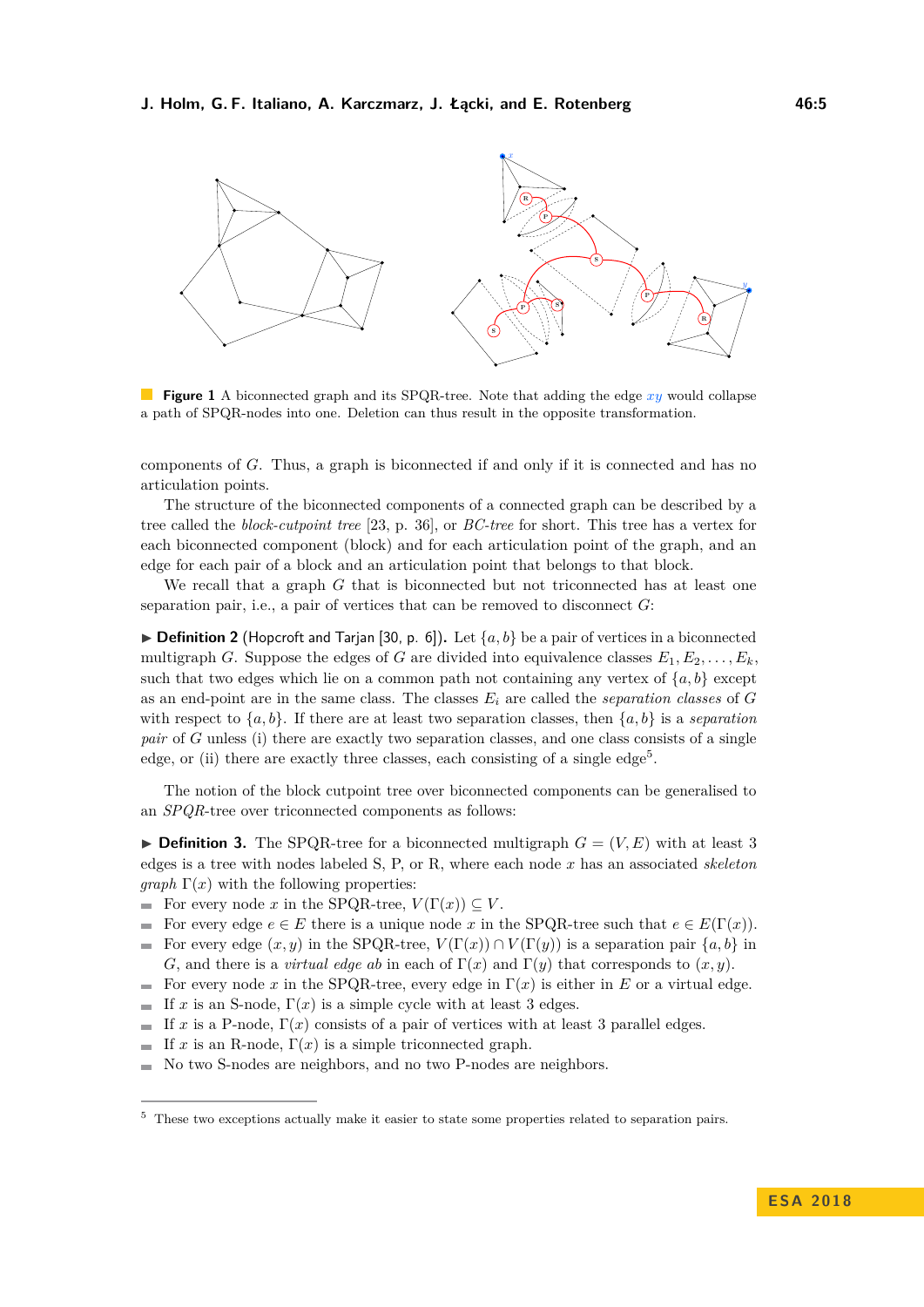**Figure 1** A biconnected graph and its SPQR-tree. Note that adding the edge $xy$ would collapse a path of SPQR-nodes into one. Deletion can thus result in the opposite transformation.

components of $G$. Thus, a graph is biconnected if and only if it is connected and has no articulation points.

The structure of the biconnected components of a connected graph can be described by a tree called the *block-cutpoint tree* [23, p. 36], or *BC-tree* for short. This tree has a vertex for each biconnected component (block) and for each articulation point of the graph, and an edge for each pair of a block and an articulation point that belongs to that block.

We recall that a graph $G$ that is biconnected but not triconnected has at least one separation pair, i.e., a pair of vertices that can be removed to disconnect $G$:

▶ **Definition 2** (Hopcroft and Tarjan [30, p. 6]). Let $\{a, b\}$ be a pair of vertices in a biconnected multigraph $G$. Suppose the edges of $G$ are divided into equivalence classes $E_1, E_2, \ldots, E_k$, such that two edges which lie on a common path not containing any vertex of $\{a, b\}$ except as an end-point are in the same class. The classes $E_i$ are called the *separation classes* of $G$ with respect to $\{a, b\}$. If there are at least two separation classes, then $\{a, b\}$ is a *separation pair* of $G$ unless (i) there are exactly two separation classes, and one class consists of a single edge, or (ii) there are exactly three classes, each consisting of a single edge[5].

The notion of the block cutpoint tree over biconnected components can be generalised to an *SPQR*-tree over triconnected components as follows:

▶ **Definition 3.** The SPQR-tree for a biconnected multigraph $G = (V, E)$ with at least 3 edges is a tree with nodes labeled S, P, or R, where each node $x$ has an associated *skeleton graph* $\Gamma(x)$ with the following properties:

- For every node $x$ in the SPQR-tree, $V(\Gamma(x)) \subseteq V$.
- For every edge $e \in E$ there is a unique node $x$ in the SPQR-tree such that $e \in E(\Gamma(x))$.
- For every edge $(x, y)$ in the SPQR-tree, $V(\Gamma(x)) \cap V(\Gamma(y))$ is a separation pair $\{a, b\}$ in $G$, and there is a *virtual edge* $ab$ in each of $\Gamma(x)$ and $\Gamma(y)$ that corresponds to $(x, y)$.
- For every node $x$ in the SPQR-tree, every edge in $\Gamma(x)$ is either in $E$ or a virtual edge.
- If $x$ is an S-node, $\Gamma(x)$ is a simple cycle with at least 3 edges.
- If $x$ is a P-node, $\Gamma(x)$ consists of a pair of vertices with at least 3 parallel edges.
- If $x$ is an R-node, $\Gamma(x)$ is a simple triconnected graph.
- No two S-nodes are neighbors, and no two P-nodes are neighbors.

[5] These two exceptions actually make it easier to state some properties related to separation pairs.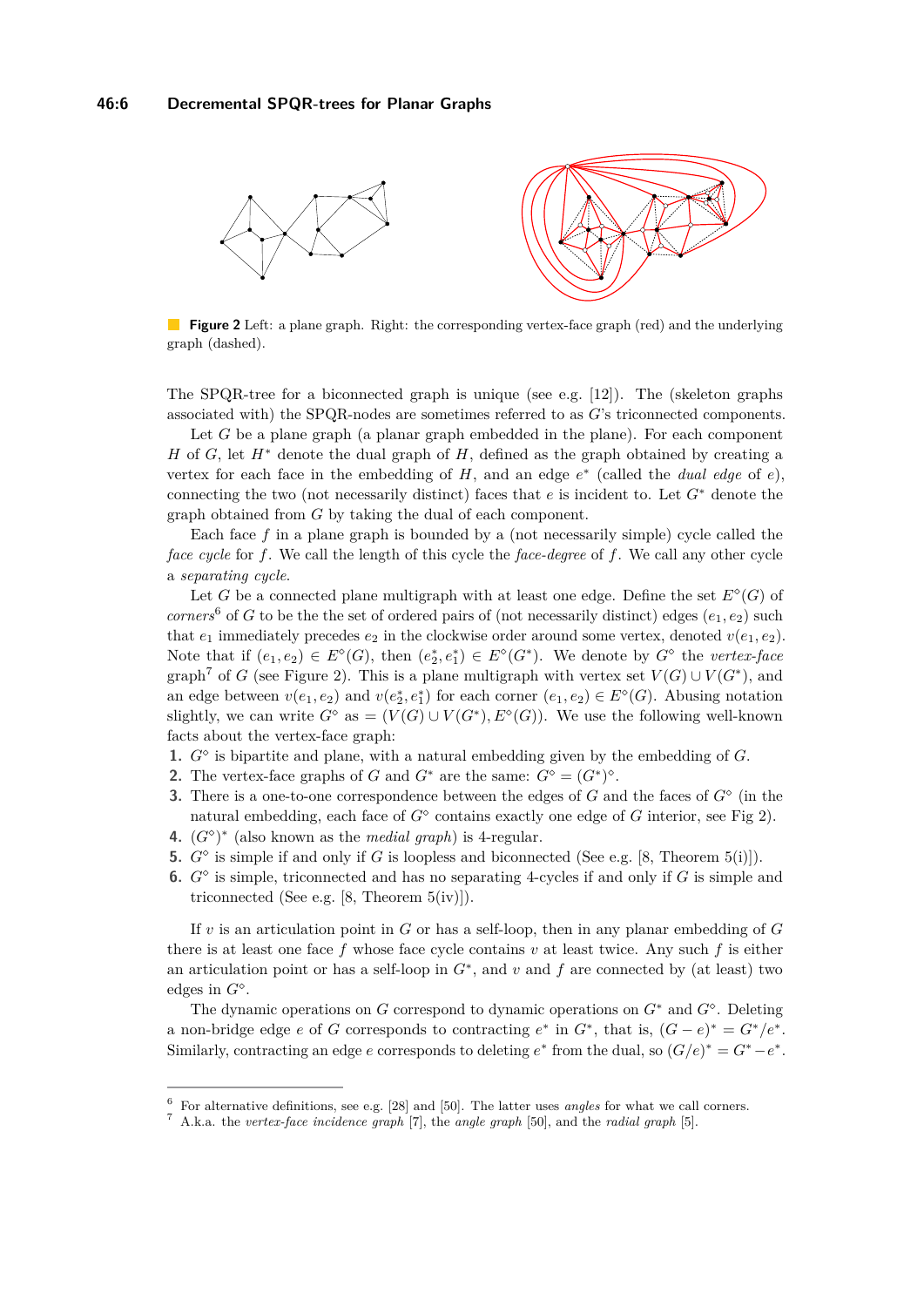**Figure 2** Left: a plane graph. Right: the corresponding vertex-face graph (red) and the underlying graph (dashed).

The SPQR-tree for a biconnected graph is unique (see e.g. [12]). The (skeleton graphs associated with) the SPQR-nodes are sometimes referred to as $G$'s triconnected components.

Let $G$ be a plane graph (a planar graph embedded in the plane). For each component $H$ of $G$, let $H^*$ denote the dual graph of $H$, defined as the graph obtained by creating a vertex for each face in the embedding of $H$, and an edge $e^*$ (called the *dual edge* of $e$), connecting the two (not necessarily distinct) faces that $e$ is incident to. Let $G^*$ denote the graph obtained from $G$ by taking the dual of each component.

Each face $f$ in a plane graph is bounded by a (not necessarily simple) cycle called the *face cycle* for $f$. We call the length of this cycle the *face-degree* of $f$. We call any other cycle a *separating cycle*.

Let $G$ be a connected plane multigraph with at least one edge. Define the set $E^\diamond(G)$ of *corners*[6] of $G$ to be the the set of ordered pairs of (not necessarily distinct) edges $(e_1, e_2)$ such that $e_1$ immediately precedes $e_2$ in the clockwise order around some vertex, denoted $v(e_1, e_2)$. Note that if $(e_1, e_2) \in E^\diamond(G)$, then $(e_2^*, e_1^*) \in E^\diamond(G^*)$. We denote by $G^\diamond$ the *vertex-face graph*[7] of $G$ (see Figure 2). This is a plane multigraph with vertex set $V(G) \cup V(G^*)$, and an edge between $v(e_1, e_2)$ and $v(e_2^*, e_1^*)$ for each corner $(e_1, e_2) \in E^\diamond(G)$. Abusing notation slightly, we can write $G^\diamond$ as $= (V(G) \cup V(G^*), E^\diamond(G))$. We use the following well-known facts about the vertex-face graph:

1. $G^\diamond$ is bipartite and plane, with a natural embedding given by the embedding of $G$.
2. The vertex-face graphs of $G$ and $G^*$ are the same: $G^\diamond = (G^*)^\diamond$.
3. There is a one-to-one correspondence between the edges of $G$ and the faces of $G^\diamond$ (in the natural embedding, each face of $G^\diamond$ contains exactly one edge of $G$ interior, see Fig 2).
4. $(G^\diamond)^*$ (also known as the *medial graph*) is 4-regular.
5. $G^\diamond$ is simple if and only if $G$ is loopless and biconnected (See e.g. [8, Theorem 5(i)]).
6. $G^\diamond$ is simple, triconnected and has no separating 4-cycles if and only if $G$ is simple and triconnected (See e.g. [8, Theorem 5(iv)]).

If $v$ is an articulation point in $G$ or has a self-loop, then in any planar embedding of $G$ there is at least one face $f$ whose face cycle contains $v$ at least twice. Any such $f$ is either an articulation point or has a self-loop in $G^*$, and $v$ and $f$ are connected by (at least) two edges in $G^\diamond$.

The dynamic operations on $G$ correspond to dynamic operations on $G^*$ and $G^\diamond$. Deleting a non-bridge edge $e$ of $G$ corresponds to contracting $e^*$ in $G^*$, that is, $(G - e)^* = G^*/e^*$. Similarly, contracting an edge $e$ corresponds to deleting $e^*$ from the dual, so $(G/e)^* = G^* - e^*$.

[6] For alternative definitions, see e.g. [28] and [50]. The latter uses *angles* for what we call corners.
[7] A.k.a. the *vertex-face incidence graph* [7], the *angle graph* [50], and the *radial graph* [5].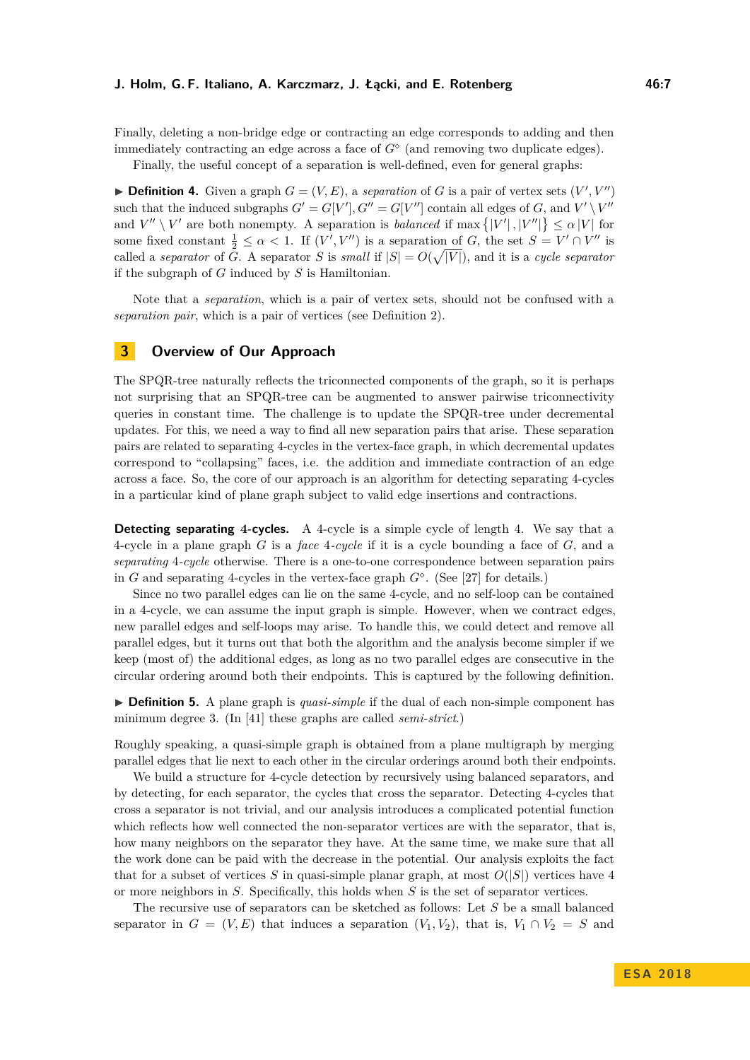Finally, deleting a non-bridge edge or contracting an edge corresponds to adding and then immediately contracting an edge across a face of $G^\diamond$ (and removing two duplicate edges).

Finally, the useful concept of a separation is well-defined, even for general graphs:

▶ **Definition 4.** Given a graph $G = (V, E)$, a *separation* of $G$ is a pair of vertex sets $(V', V'')$ such that the induced subgraphs $G' = G[V'], G'' = G[V'']$ contain all edges of $G$, and $V' \setminus V''$ and $V'' \setminus V'$ are both nonempty. A separation is *balanced* if $\max\{|V'|, |V''|\} \le \alpha |V|$ for some fixed constant $\frac{1}{2} \le \alpha < 1$. If $(V', V'')$ is a separation of $G$, the set $S = V' \cap V''$ is called a *separator* of $G$. A separator $S$ is *small* if $|S| = O(\sqrt{|V|})$, and it is a *cycle separator* if the subgraph of $G$ induced by $S$ is Hamiltonian.

Note that a *separation*, which is a pair of vertex sets, should not be confused with a *separation pair*, which is a pair of vertices (see Definition 2).

## 3 Overview of Our Approach

The SPQR-tree naturally reflects the triconnected components of the graph, so it is perhaps not surprising that an SPQR-tree can be augmented to answer pairwise triconnectivity queries in constant time. The challenge is to update the SPQR-tree under decremental updates. For this, we need a way to find all new separation pairs that arise. These separation pairs are related to separating 4-cycles in the vertex-face graph, in which decremental updates correspond to "collapsing" faces, i.e. the addition and immediate contraction of an edge across a face. So, the core of our approach is an algorithm for detecting separating 4-cycles in a particular kind of plane graph subject to valid edge insertions and contractions.

**Detecting separating 4-cycles.** A 4-cycle is a simple cycle of length 4. We say that a 4-cycle in a plane graph $G$ is a *face 4-cycle* if it is a cycle bounding a face of $G$, and a *separating 4-cycle* otherwise. There is a one-to-one correspondence between separation pairs in $G$ and separating 4-cycles in the vertex-face graph $G^\diamond$. (See [27] for details.)

Since no two parallel edges can lie on the same 4-cycle, and no self-loop can be contained in a 4-cycle, we can assume the input graph is simple. However, when we contract edges, new parallel edges and self-loops may arise. To handle this, we could detect and remove all parallel edges, but it turns out that both the algorithm and the analysis become simpler if we keep (most of) the additional edges, as long as no two parallel edges are consecutive in the circular ordering around both their endpoints. This is captured by the following definition.

▶ **Definition 5.** A plane graph is *quasi-simple* if the dual of each non-simple component has minimum degree 3. (In [41] these graphs are called *semi-strict*.)

Roughly speaking, a quasi-simple graph is obtained from a plane multigraph by merging parallel edges that lie next to each other in the circular orderings around both their endpoints.

We build a structure for 4-cycle detection by recursively using balanced separators, and by detecting, for each separator, the cycles that cross the separator. Detecting 4-cycles that cross a separator is not trivial, and our analysis introduces a complicated potential function which reflects how well connected the non-separator vertices are with the separator, that is, how many neighbors on the separator they have. At the same time, we make sure that all the work done can be paid with the decrease in the potential. Our analysis exploits the fact that for a subset of vertices $S$ in quasi-simple planar graph, at most $O(|S|)$ vertices have 4 or more neighbors in $S$. Specifically, this holds when $S$ is the set of separator vertices.

The recursive use of separators can be sketched as follows: Let $S$ be a small balanced separator in $G = (V, E)$ that induces a separation $(V_1, V_2)$, that is, $V_1 \cap V_2 = S$ and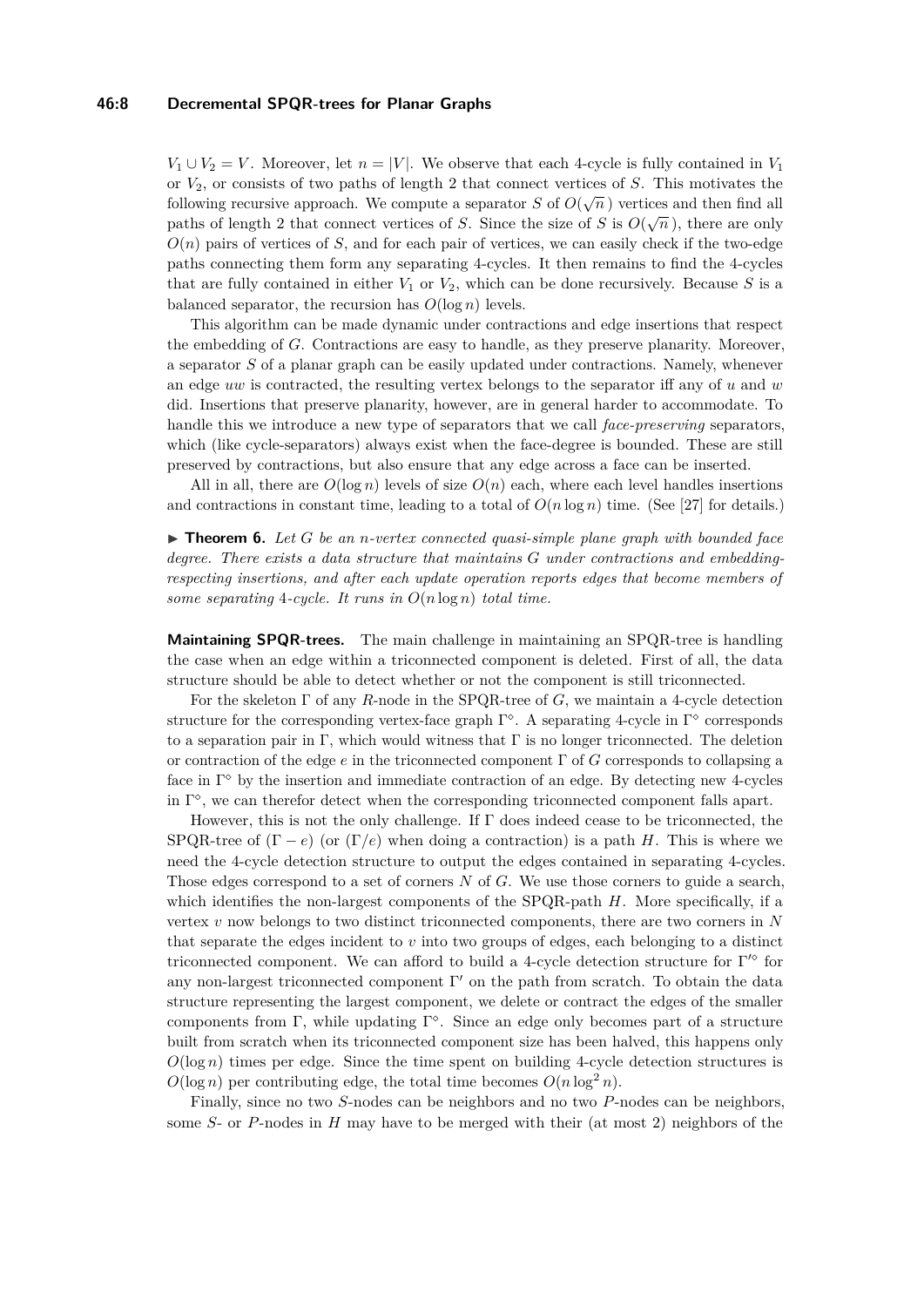$V_1 \cup V_2 = V$. Moreover, let $n = |V|$. We observe that each 4-cycle is fully contained in $V_1$ or $V_2$, or consists of two paths of length 2 that connect vertices of $S$. This motivates the following recursive approach. We compute a separator $S$ of $O(\sqrt{n})$ vertices and then find all paths of length 2 that connect vertices of $S$. Since the size of $S$ is $O(\sqrt{n})$, there are only $O(n)$ pairs of vertices of $S$, and for each pair of vertices, we can easily check if the two-edge paths connecting them form any separating 4-cycles. It then remains to find the 4-cycles that are fully contained in either $V_1$ or $V_2$, which can be done recursively. Because $S$ is a balanced separator, the recursion has $O(\log n)$ levels.

This algorithm can be made dynamic under contractions and edge insertions that respect the embedding of $G$. Contractions are easy to handle, as they preserve planarity. Moreover, a separator $S$ of a planar graph can be easily updated under contractions. Namely, whenever an edge $uw$ is contracted, the resulting vertex belongs to the separator iff any of $u$ and $w$ did. Insertions that preserve planarity, however, are in general harder to accommodate. To handle this we introduce a new type of separators that we call *face-preserving* separators, which (like cycle-separators) always exist when the face-degree is bounded. These are still preserved by contractions, but also ensure that any edge across a face can be inserted.

All in all, there are $O(\log n)$ levels of size $O(n)$ each, where each level handles insertions and contractions in constant time, leading to a total of $O(n \log n)$ time. (See [27] for details.)

▶ **Theorem 6.** *Let $G$ be an $n$-vertex connected quasi-simple plane graph with bounded face degree. There exists a data structure that maintains $G$ under contractions and embedding-respecting insertions, and after each update operation reports edges that become members of some separating 4-cycle. It runs in $O(n \log n)$ total time.*

**Maintaining SPQR-trees.** The main challenge in maintaining an SPQR-tree is handling the case when an edge within a triconnected component is deleted. First of all, the data structure should be able to detect whether or not the component is still triconnected.

For the skeleton $\Gamma$ of any $R$-node in the SPQR-tree of $G$, we maintain a 4-cycle detection structure for the corresponding vertex-face graph $\Gamma^\diamond$. A separating 4-cycle in $\Gamma^\diamond$ corresponds to a separation pair in $\Gamma$, which would witness that $\Gamma$ is no longer triconnected. The deletion or contraction of the edge $e$ in the triconnected component $\Gamma$ of $G$ corresponds to collapsing a face in $\Gamma^\diamond$ by the insertion and immediate contraction of an edge. By detecting new 4-cycles in $\Gamma^\diamond$, we can therefor detect when the corresponding triconnected component falls apart.

However, this is not the only challenge. If $\Gamma$ does indeed cease to be triconnected, the SPQR-tree of $(\Gamma - e)$ (or $(\Gamma/e)$ when doing a contraction) is a path $H$. This is where we need the 4-cycle detection structure to output the edges contained in separating 4-cycles. Those edges correspond to a set of corners $N$ of $G$. We use those corners to guide a search, which identifies the non-largest components of the SPQR-path $H$. More specifically, if a vertex $v$ now belongs to two distinct triconnected components, there are two corners in $N$ that separate the edges incident to $v$ into two groups of edges, each belonging to a distinct triconnected component. We can afford to build a 4-cycle detection structure for $\Gamma'^\diamond$ for any non-largest triconnected component $\Gamma'$ on the path from scratch. To obtain the data structure representing the largest component, we delete or contract the edges of the smaller components from $\Gamma$, while updating $\Gamma^\diamond$. Since an edge only becomes part of a structure built from scratch when its triconnected component size has been halved, this happens only $O(\log n)$ times per edge. Since the time spent on building 4-cycle detection structures is $O(\log n)$ per contributing edge, the total time becomes $O(n \log^2 n)$.

Finally, since no two $S$-nodes can be neighbors and no two $P$-nodes can be neighbors, some $S$- or $P$-nodes in $H$ may have to be merged with their (at most 2) neighbors of the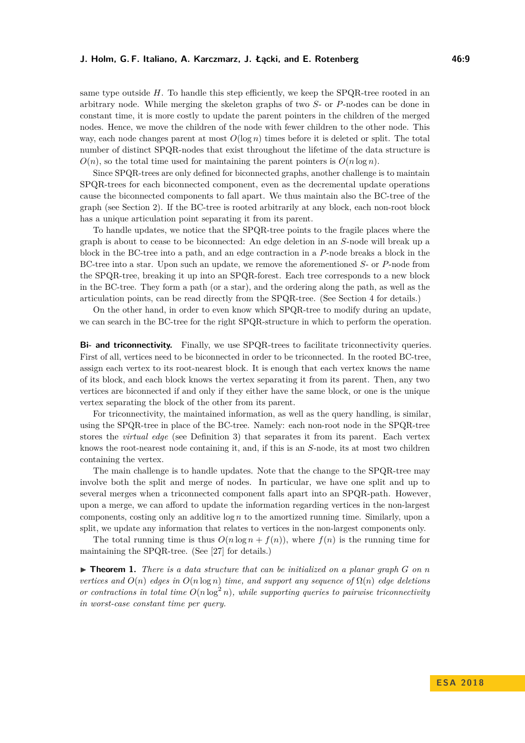same type outside $H$. To handle this step efficiently, we keep the SPQR-tree rooted in an arbitrary node. While merging the skeleton graphs of two $S$- or $P$-nodes can be done in constant time, it is more costly to update the parent pointers in the children of the merged nodes. Hence, we move the children of the node with fewer children to the other node. This way, each node changes parent at most $O(\log n)$ times before it is deleted or split. The total number of distinct SPQR-nodes that exist throughout the lifetime of the data structure is $O(n)$, so the total time used for maintaining the parent pointers is $O(n \log n)$.

Since SPQR-trees are only defined for biconnected graphs, another challenge is to maintain SPQR-trees for each biconnected component, even as the decremental update operations cause the biconnected components to fall apart. We thus maintain also the BC-tree of the graph (see Section 2). If the BC-tree is rooted arbitrarily at any block, each non-root block has a unique articulation point separating it from its parent.

To handle updates, we notice that the SPQR-tree points to the fragile places where the graph is about to cease to be biconnected: An edge deletion in an $S$-node will break up a block in the BC-tree into a path, and an edge contraction in a $P$-node breaks a block in the BC-tree into a star. Upon such an update, we remove the aforementioned $S$- or $P$-node from the SPQR-tree, breaking it up into an SPQR-forest. Each tree corresponds to a new block in the BC-tree. They form a path (or a star), and the ordering along the path, as well as the articulation points, can be read directly from the SPQR-tree. (See Section 4 for details.)

On the other hand, in order to even know which SPQR-tree to modify during an update, we can search in the BC-tree for the right SPQR-structure in which to perform the operation.

**Bi- and triconnectivity.** Finally, we use SPQR-trees to facilitate triconnectivity queries. First of all, vertices need to be biconnected in order to be triconnected. In the rooted BC-tree, assign each vertex to its root-nearest block. It is enough that each vertex knows the name of its block, and each block knows the vertex separating it from its parent. Then, any two vertices are biconnected if and only if they either have the same block, or one is the unique vertex separating the block of the other from its parent.

For triconnectivity, the maintained information, as well as the query handling, is similar, using the SPQR-tree in place of the BC-tree. Namely: each non-root node in the SPQR-tree stores the *virtual edge* (see Definition 3) that separates it from its parent. Each vertex knows the root-nearest node containing it, and, if this is an $S$-node, its at most two children containing the vertex.

The main challenge is to handle updates. Note that the change to the SPQR-tree may involve both the split and merge of nodes. In particular, we have one split and up to several merges when a triconnected component falls apart into an SPQR-path. However, upon a merge, we can afford to update the information regarding vertices in the non-largest components, costing only an additive $\log n$ to the amortized running time. Similarly, upon a split, we update any information that relates to vertices in the non-largest components only.

The total running time is thus $O(n \log n + f(n))$, where $f(n)$ is the running time for maintaining the SPQR-tree. (See [27] for details.)

▶ **Theorem 1.** *There is a data structure that can be initialized on a planar graph $G$ on $n$ vertices and $O(n)$ edges in $O(n \log n)$ time, and support any sequence of $\Omega(n)$ edge deletions or contractions in total time $O(n \log^2 n)$, while supporting queries to pairwise triconnectivity in worst-case constant time per query.*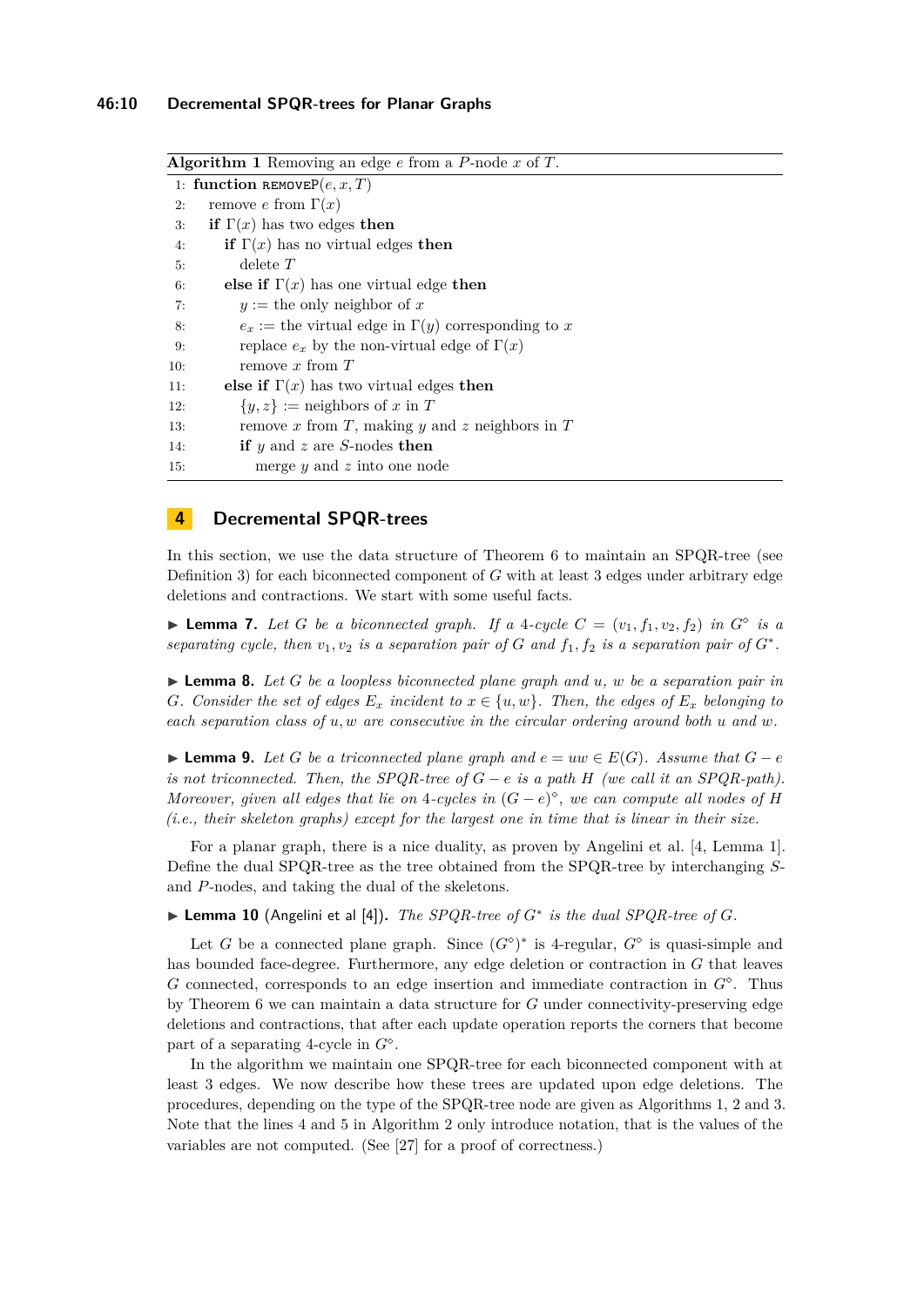**Algorithm 1** Removing an edge $e$ from a $P$-node $x$ of $T$.

```
 1: function removeP(e, x, T)
 2:   remove e from Γ(x)
 3:   if Γ(x) has two edges then
 4:     if Γ(x) has no virtual edges then
 5:       delete T
 6:     else if Γ(x) has one virtual edge then
 7:       y := the only neighbor of x
 8:       e_x := the virtual edge in Γ(y) corresponding to x
 9:       replace e_x by the non-virtual edge of Γ(x)
10:       remove x from T
11:     else if Γ(x) has two virtual edges then
12:       {y, z} := neighbors of x in T
13:       remove x from T, making y and z neighbors in T
14:       if y and z are S-nodes then
15:         merge y and z into one node
```

## 4 Decremental SPQR-trees

In this section, we use the data structure of Theorem 6 to maintain an SPQR-tree (see Definition 3) for each biconnected component of $G$ with at least 3 edges under arbitrary edge deletions and contractions. We start with some useful facts.

▶ **Lemma 7.** *Let $G$ be a biconnected graph. If a 4-cycle $C = (v_1, f_1, v_2, f_2)$ in $G^\diamond$ is a separating cycle, then $v_1, v_2$ is a separation pair of $G$ and $f_1, f_2$ is a separation pair of $G^*$.*

▶ **Lemma 8.** *Let $G$ be a loopless biconnected plane graph and $u$, $w$ be a separation pair in $G$. Consider the set of edges $E_x$ incident to $x \in \{u, w\}$. Then, the edges of $E_x$ belonging to each separation class of $u, w$ are consecutive in the circular ordering around both $u$ and $w$.*

▶ **Lemma 9.** *Let $G$ be a triconnected plane graph and $e = uw \in E(G)$. Assume that $G - e$ is not triconnected. Then, the SPQR-tree of $G - e$ is a path $H$ (we call it an SPQR-path). Moreover, given all edges that lie on 4-cycles in $(G - e)^\diamond$, we can compute all nodes of $H$ (i.e., their skeleton graphs) except for the largest one in time that is linear in their size.*

For a planar graph, there is a nice duality, as proven by Angelini et al. [4, Lemma 1]. Define the dual SPQR-tree as the tree obtained from the SPQR-tree by interchanging $S$- and $P$-nodes, and taking the dual of the skeletons.

▶ **Lemma 10** (Angelini et al [4]). *The SPQR-tree of $G^*$ is the dual SPQR-tree of $G$.*

Let $G$ be a connected plane graph. Since $(G^\diamond)^*$ is 4-regular, $G^\diamond$ is quasi-simple and has bounded face-degree. Furthermore, any edge deletion or contraction in $G$ that leaves $G$ connected, corresponds to an edge insertion and immediate contraction in $G^\diamond$. Thus by Theorem 6 we can maintain a data structure for $G$ under connectivity-preserving edge deletions and contractions, that after each update operation reports the corners that become part of a separating 4-cycle in $G^\diamond$.

In the algorithm we maintain one SPQR-tree for each biconnected component with at least 3 edges. We now describe how these trees are updated upon edge deletions. The procedures, depending on the type of the SPQR-tree node are given as Algorithms 1, 2 and 3. Note that the lines 4 and 5 in Algorithm 2 only introduce notation, that is the values of the variables are not computed. (See [27] for a proof of correctness.)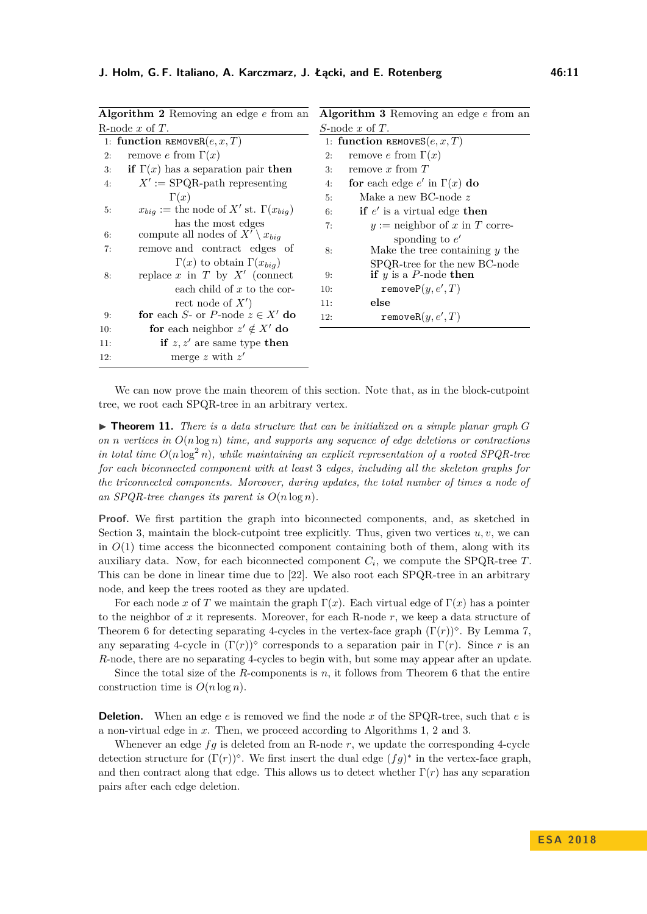**Algorithm 2** Removing an edge $e$ from an R-node $x$ of $T$.

```
1: function removeR(e, x, T)
2:   remove e from Γ(x)
3:   if Γ(x) has a separation pair then
4:     X' := SPQR-path representing Γ(x)
5:     x_big := the node of X' st. Γ(x_big) has the most edges
6:     compute all nodes of X' \ x_big
7:     remove and contract edges of Γ(x) to obtain Γ(x_big)
8:     replace x in T by X' (connect each child of x to the correct node of X')
9:     for each S- or P-node z ∈ X' do
10:      for each neighbor z' ∉ X' do
11:        if z, z' are same type then
12:          merge z with z'
```

**Algorithm 3** Removing an edge $e$ from an $S$-node $x$ of $T$.

```
1: function removeS(e, x, T)
2:   remove e from Γ(x)
3:   remove x from T
4:   for each edge e' in Γ(x) do
5:     Make a new BC-node z
6:     if e' is a virtual edge then
7:       y := neighbor of x in T corresponding to e'
8:       Make the tree containing y the SPQR-tree for the new BC-node
9:       if y is a P-node then
10:        removeP(y, e', T)
11:      else
12:        removeR(y, e', T)
```

We can now prove the main theorem of this section. Note that, as in the block-cutpoint tree, we root each SPQR-tree in an arbitrary vertex.

▶ **Theorem 11.** *There is a data structure that can be initialized on a simple planar graph $G$ on $n$ vertices in $O(n \log n)$ time, and supports any sequence of edge deletions or contractions in total time $O(n \log^2 n)$, while maintaining an explicit representation of a rooted SPQR-tree for each biconnected component with at least 3 edges, including all the skeleton graphs for the triconnected components. Moreover, during updates, the total number of times a node of an SPQR-tree changes its parent is $O(n \log n)$.*

**Proof.** We first partition the graph into biconnected components, and, as sketched in Section 3, maintain the block-cutpoint tree explicitly. Thus, given two vertices $u, v$, we can in $O(1)$ time access the biconnected component containing both of them, along with its auxiliary data. Now, for each biconnected component $C_i$, we compute the SPQR-tree $T$. This can be done in linear time due to [22]. We also root each SPQR-tree in an arbitrary node, and keep the trees rooted as they are updated.

For each node $x$ of $T$ we maintain the graph $\Gamma(x)$. Each virtual edge of $\Gamma(x)$ has a pointer to the neighbor of $x$ it represents. Moreover, for each R-node $r$, we keep a data structure of Theorem 6 for detecting separating 4-cycles in the vertex-face graph $(\Gamma(r))^\diamond$. By Lemma 7, any separating 4-cycle in $(\Gamma(r))^\diamond$ corresponds to a separation pair in $\Gamma(r)$. Since $r$ is an $R$-node, there are no separating 4-cycles to begin with, but some may appear after an update.

Since the total size of the $R$-components is $n$, it follows from Theorem 6 that the entire construction time is $O(n \log n)$.

**Deletion.** When an edge $e$ is removed we find the node $x$ of the SPQR-tree, such that $e$ is a non-virtual edge in $x$. Then, we proceed according to Algorithms 1, 2 and 3.

Whenever an edge $fg$ is deleted from an R-node $r$, we update the corresponding 4-cycle detection structure for $(\Gamma(r))^\diamond$. We first insert the dual edge $(fg)^*$ in the vertex-face graph, and then contract along that edge. This allows us to detect whether $\Gamma(r)$ has any separation pairs after each edge deletion.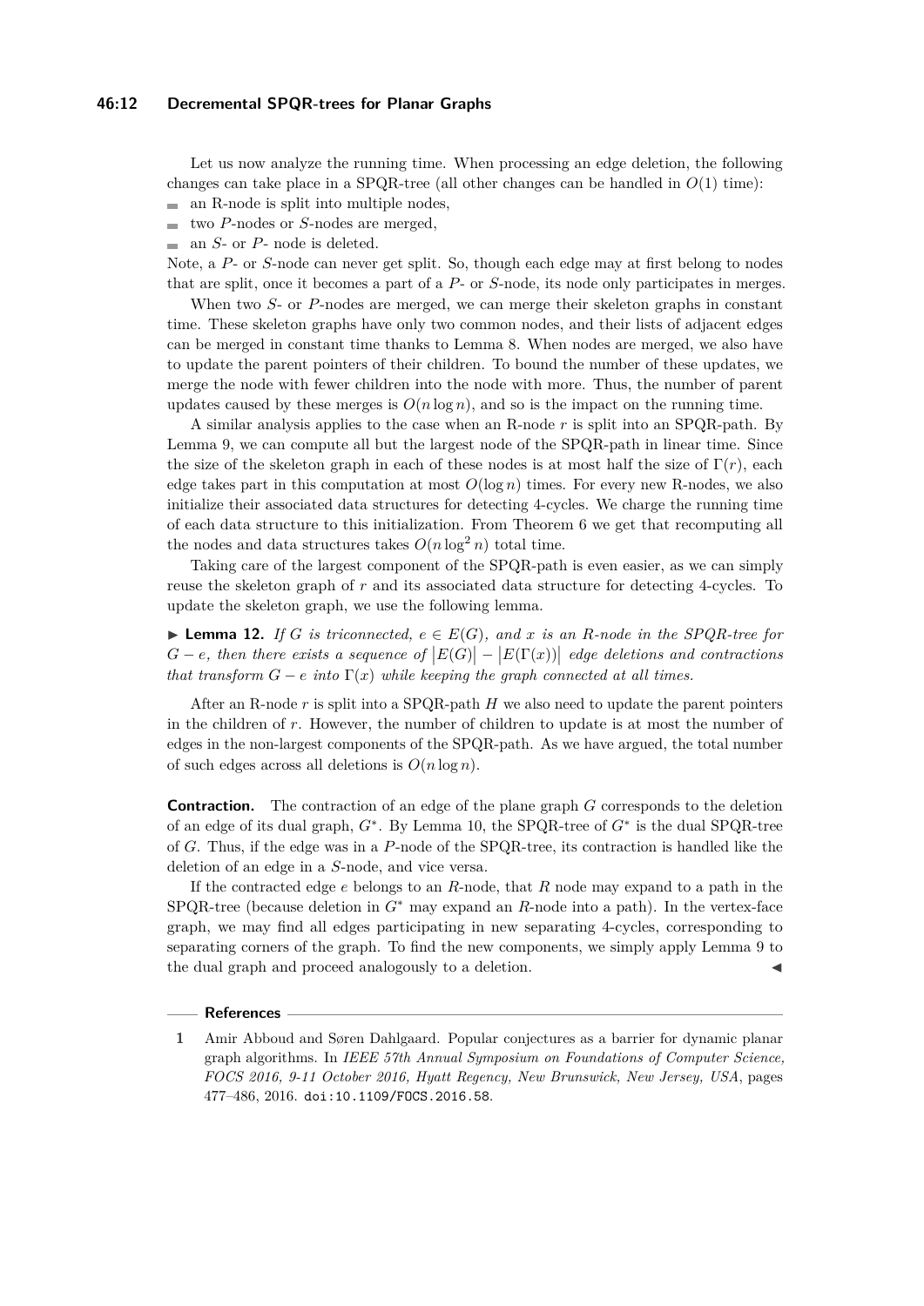Let us now analyze the running time. When processing an edge deletion, the following changes can take place in a SPQR-tree (all other changes can be handled in $O(1)$ time):

- an R-node is split into multiple nodes,
- two $P$-nodes or $S$-nodes are merged,
- an $S$- or $P$- node is deleted.

Note, a $P$- or $S$-node can never get split. So, though each edge may at first belong to nodes that are split, once it becomes a part of a $P$- or $S$-node, its node only participates in merges.

When two $S$- or $P$-nodes are merged, we can merge their skeleton graphs in constant time. These skeleton graphs have only two common nodes, and their lists of adjacent edges can be merged in constant time thanks to Lemma 8. When nodes are merged, we also have to update the parent pointers of their children. To bound the number of these updates, we merge the node with fewer children into the node with more. Thus, the number of parent updates caused by these merges is $O(n \log n)$, and so is the impact on the running time.

A similar analysis applies to the case when an R-node $r$ is split into an SPQR-path. By Lemma 9, we can compute all but the largest node of the SPQR-path in linear time. Since the size of the skeleton graph in each of these nodes is at most half the size of $\Gamma(r)$, each edge takes part in this computation at most $O(\log n)$ times. For every new R-nodes, we also initialize their associated data structures for detecting 4-cycles. We charge the running time of each data structure to this initialization. From Theorem 6 we get that recomputing all the nodes and data structures takes $O(n \log^2 n)$ total time.

Taking care of the largest component of the SPQR-path is even easier, as we can simply reuse the skeleton graph of $r$ and its associated data structure for detecting 4-cycles. To update the skeleton graph, we use the following lemma.

▶ **Lemma 12.** *If $G$ is triconnected, $e \in E(G)$, and $x$ is an R-node in the SPQR-tree for $G - e$, then there exists a sequence of $|E(G)| - |E(\Gamma(x))|$ edge deletions and contractions that transform $G - e$ into $\Gamma(x)$ while keeping the graph connected at all times.*

After an R-node $r$ is split into a SPQR-path $H$ we also need to update the parent pointers in the children of $r$. However, the number of children to update is at most the number of edges in the non-largest components of the SPQR-path. As we have argued, the total number of such edges across all deletions is $O(n \log n)$.

**Contraction.** The contraction of an edge of the plane graph $G$ corresponds to the deletion of an edge of its dual graph, $G^*$. By Lemma 10, the SPQR-tree of $G^*$ is the dual SPQR-tree of $G$. Thus, if the edge was in a $P$-node of the SPQR-tree, its contraction is handled like the deletion of an edge in a $S$-node, and vice versa.

If the contracted edge $e$ belongs to an $R$-node, that $R$ node may expand to a path in the SPQR-tree (because deletion in $G^*$ may expand an $R$-node into a path). In the vertex-face graph, we may find all edges participating in new separating 4-cycles, corresponding to separating corners of the graph. To find the new components, we simply apply Lemma 9 to the dual graph and proceed analogously to a deletion. ◀

## References

1. Amir Abboud and Søren Dahlgaard. Popular conjectures as a barrier for dynamic planar graph algorithms. In *IEEE 57th Annual Symposium on Foundations of Computer Science, FOCS 2016, 9-11 October 2016, Hyatt Regency, New Brunswick, New Jersey, USA*, pages 477–486, 2016. doi:10.1109/FOCS.2016.58.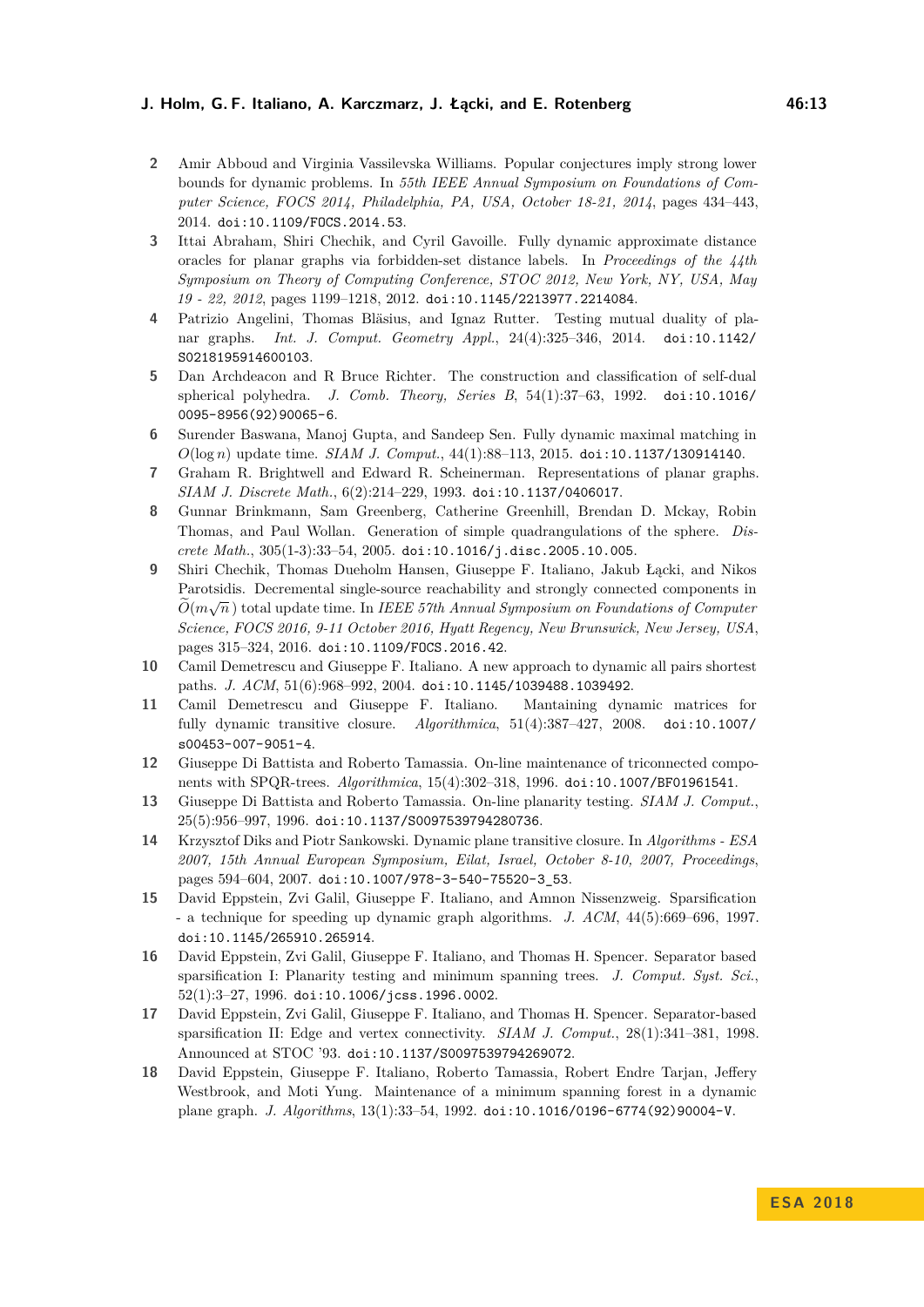2. Amir Abboud and Virginia Vassilevska Williams. Popular conjectures imply strong lower bounds for dynamic problems. In *55th IEEE Annual Symposium on Foundations of Computer Science, FOCS 2014, Philadelphia, PA, USA, October 18-21, 2014*, pages 434–443, 2014. doi:10.1109/FOCS.2014.53.
3. Ittai Abraham, Shiri Chechik, and Cyril Gavoille. Fully dynamic approximate distance oracles for planar graphs via forbidden-set distance labels. In *Proceedings of the 44th Symposium on Theory of Computing Conference, STOC 2012, New York, NY, USA, May 19 - 22, 2012*, pages 1199–1218, 2012. doi:10.1145/2213977.2214084.
4. Patrizio Angelini, Thomas Bläsius, and Ignaz Rutter. Testing mutual duality of planar graphs. *Int. J. Comput. Geometry Appl.*, 24(4):325–346, 2014. doi:10.1142/S0218195914600103.
5. Dan Archdeacon and R Bruce Richter. The construction and classification of self-dual spherical polyhedra. *J. Comb. Theory, Series B*, 54(1):37–63, 1992. doi:10.1016/0095-8956(92)90065-6.
6. Surender Baswana, Manoj Gupta, and Sandeep Sen. Fully dynamic maximal matching in $O(\log n)$ update time. *SIAM J. Comput.*, 44(1):88–113, 2015. doi:10.1137/130914140.
7. Graham R. Brightwell and Edward R. Scheinerman. Representations of planar graphs. *SIAM J. Discrete Math.*, 6(2):214–229, 1993. doi:10.1137/0406017.
8. Gunnar Brinkmann, Sam Greenberg, Catherine Greenhill, Brendan D. Mckay, Robin Thomas, and Paul Wollan. Generation of simple quadrangulations of the sphere. *Discrete Math.*, 305(1-3):33–54, 2005. doi:10.1016/j.disc.2005.10.005.
9. Shiri Chechik, Thomas Dueholm Hansen, Giuseppe F. Italiano, Jakub Łącki, and Nikos Parotsidis. Decremental single-source reachability and strongly connected components in $\widetilde{O}(m\sqrt{n})$ total update time. In *IEEE 57th Annual Symposium on Foundations of Computer Science, FOCS 2016, 9-11 October 2016, Hyatt Regency, New Brunswick, New Jersey, USA*, pages 315–324, 2016. doi:10.1109/FOCS.2016.42.
10. Camil Demetrescu and Giuseppe F. Italiano. A new approach to dynamic all pairs shortest paths. *J. ACM*, 51(6):968–992, 2004. doi:10.1145/1039488.1039492.
11. Camil Demetrescu and Giuseppe F. Italiano. Mantaining dynamic matrices for fully dynamic transitive closure. *Algorithmica*, 51(4):387–427, 2008. doi:10.1007/s00453-007-9051-4.
12. Giuseppe Di Battista and Roberto Tamassia. On-line maintenance of triconnected components with SPQR-trees. *Algorithmica*, 15(4):302–318, 1996. doi:10.1007/BF01961541.
13. Giuseppe Di Battista and Roberto Tamassia. On-line planarity testing. *SIAM J. Comput.*, 25(5):956–997, 1996. doi:10.1137/S0097539794280736.
14. Krzysztof Diks and Piotr Sankowski. Dynamic plane transitive closure. In *Algorithms - ESA 2007, 15th Annual European Symposium, Eilat, Israel, October 8-10, 2007, Proceedings*, pages 594–604, 2007. doi:10.1007/978-3-540-75520-3_53.
15. David Eppstein, Zvi Galil, Giuseppe F. Italiano, and Amnon Nissenzweig. Sparsification - a technique for speeding up dynamic graph algorithms. *J. ACM*, 44(5):669–696, 1997. doi:10.1145/265910.265914.
16. David Eppstein, Zvi Galil, Giuseppe F. Italiano, and Thomas H. Spencer. Separator based sparsification I: Planarity testing and minimum spanning trees. *J. Comput. Syst. Sci.*, 52(1):3–27, 1996. doi:10.1006/jcss.1996.0002.
17. David Eppstein, Zvi Galil, Giuseppe F. Italiano, and Thomas H. Spencer. Separator-based sparsification II: Edge and vertex connectivity. *SIAM J. Comput.*, 28(1):341–381, 1998. Announced at STOC '93. doi:10.1137/S0097539794269072.
18. David Eppstein, Giuseppe F. Italiano, Roberto Tamassia, Robert Endre Tarjan, Jeffery Westbrook, and Moti Yung. Maintenance of a minimum spanning forest in a dynamic plane graph. *J. Algorithms*, 13(1):33–54, 1992. doi:10.1016/0196-6774(92)90004-V.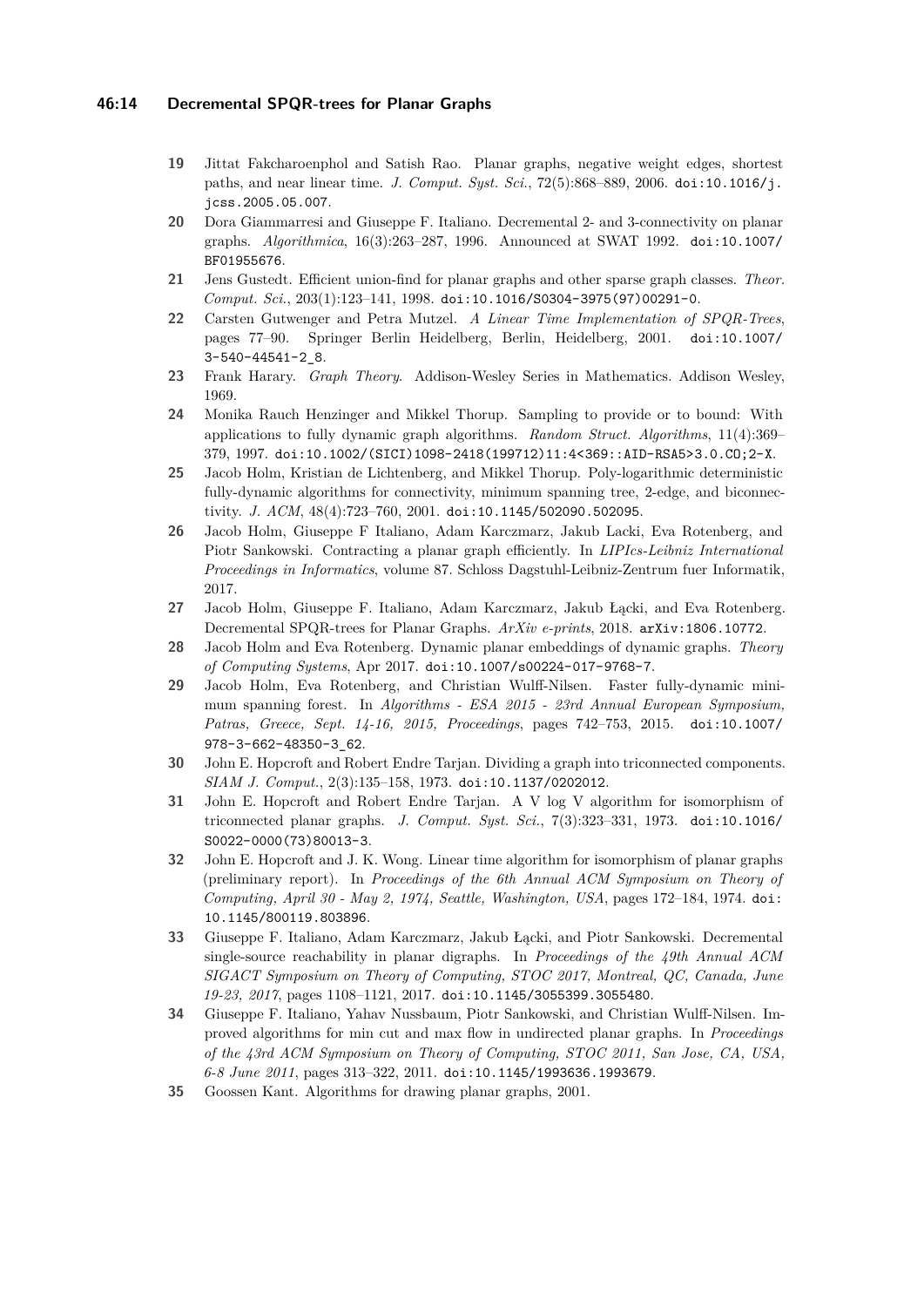19 Jittat Fakcharoenphol and Satish Rao. Planar graphs, negative weight edges, shortest paths, and near linear time. *J. Comput. Syst. Sci.*, 72(5):868–889, 2006. doi:10.1016/j.jcss.2005.05.007.

20 Dora Giammarresi and Giuseppe F. Italiano. Decremental 2- and 3-connectivity on planar graphs. *Algorithmica*, 16(3):263–287, 1996. Announced at SWAT 1992. doi:10.1007/BF01955676.

21 Jens Gustedt. Efficient union-find for planar graphs and other sparse graph classes. *Theor. Comput. Sci.*, 203(1):123–141, 1998. doi:10.1016/S0304-3975(97)00291-0.

22 Carsten Gutwenger and Petra Mutzel. *A Linear Time Implementation of SPQR-Trees*, pages 77–90. Springer Berlin Heidelberg, Berlin, Heidelberg, 2001. doi:10.1007/3-540-44541-2_8.

23 Frank Harary. *Graph Theory*. Addison-Wesley Series in Mathematics. Addison Wesley, 1969.

24 Monika Rauch Henzinger and Mikkel Thorup. Sampling to provide or to bound: With applications to fully dynamic graph algorithms. *Random Struct. Algorithms*, 11(4):369–379, 1997. doi:10.1002/(SICI)1098-2418(199712)11:4<369::AID-RSA5>3.0.CO;2-X.

25 Jacob Holm, Kristian de Lichtenberg, and Mikkel Thorup. Poly-logarithmic deterministic fully-dynamic algorithms for connectivity, minimum spanning tree, 2-edge, and biconnectivity. *J. ACM*, 48(4):723–760, 2001. doi:10.1145/502090.502095.

26 Jacob Holm, Giuseppe F Italiano, Adam Karczmarz, Jakub Lacki, Eva Rotenberg, and Piotr Sankowski. Contracting a planar graph efficiently. In *LIPIcs-Leibniz International Proceedings in Informatics*, volume 87. Schloss Dagstuhl-Leibniz-Zentrum fuer Informatik, 2017.

27 Jacob Holm, Giuseppe F. Italiano, Adam Karczmarz, Jakub Łącki, and Eva Rotenberg. Decremental SPQR-trees for Planar Graphs. *ArXiv e-prints*, 2018. arXiv:1806.10772.

28 Jacob Holm and Eva Rotenberg. Dynamic planar embeddings of dynamic graphs. *Theory of Computing Systems*, Apr 2017. doi:10.1007/s00224-017-9768-7.

29 Jacob Holm, Eva Rotenberg, and Christian Wulff-Nilsen. Faster fully-dynamic minimum spanning forest. In *Algorithms - ESA 2015 - 23rd Annual European Symposium, Patras, Greece, Sept. 14-16, 2015, Proceedings*, pages 742–753, 2015. doi:10.1007/978-3-662-48350-3_62.

30 John E. Hopcroft and Robert Endre Tarjan. Dividing a graph into triconnected components. *SIAM J. Comput.*, 2(3):135–158, 1973. doi:10.1137/0202012.

31 John E. Hopcroft and Robert Endre Tarjan. A V log V algorithm for isomorphism of triconnected planar graphs. *J. Comput. Syst. Sci.*, 7(3):323–331, 1973. doi:10.1016/S0022-0000(73)80013-3.

32 John E. Hopcroft and J. K. Wong. Linear time algorithm for isomorphism of planar graphs (preliminary report). In *Proceedings of the 6th Annual ACM Symposium on Theory of Computing, April 30 - May 2, 1974, Seattle, Washington, USA*, pages 172–184, 1974. doi:10.1145/800119.803896.

33 Giuseppe F. Italiano, Adam Karczmarz, Jakub Łącki, and Piotr Sankowski. Decremental single-source reachability in planar digraphs. In *Proceedings of the 49th Annual ACM SIGACT Symposium on Theory of Computing, STOC 2017, Montreal, QC, Canada, June 19-23, 2017*, pages 1108–1121, 2017. doi:10.1145/3055399.3055480.

34 Giuseppe F. Italiano, Yahav Nussbaum, Piotr Sankowski, and Christian Wulff-Nilsen. Improved algorithms for min cut and max flow in undirected planar graphs. In *Proceedings of the 43rd ACM Symposium on Theory of Computing, STOC 2011, San Jose, CA, USA, 6-8 June 2011*, pages 313–322, 2011. doi:10.1145/1993636.1993679.

35 Goossen Kant. Algorithms for drawing planar graphs, 2001.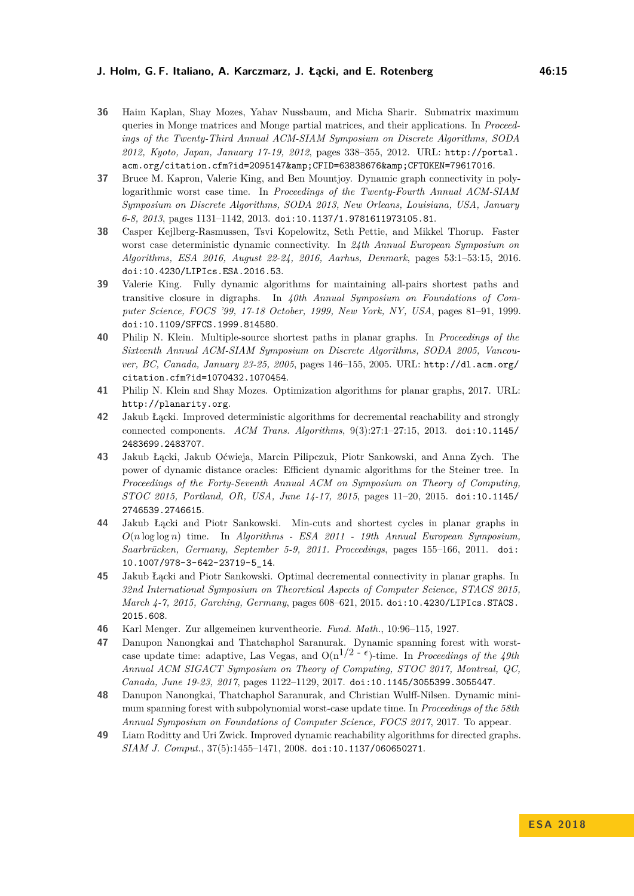**36** Haim Kaplan, Shay Mozes, Yahav Nussbaum, and Micha Sharir. Submatrix maximum queries in Monge matrices and Monge partial matrices, and their applications. In *Proceedings of the Twenty-Third Annual ACM-SIAM Symposium on Discrete Algorithms, SODA 2012, Kyoto, Japan, January 17-19, 2012*, pages 338–355, 2012. URL: `http://portal.acm.org/citation.cfm?id=2095147&amp;CFID=63838676&amp;CFTOKEN=79617016`.

**37** Bruce M. Kapron, Valerie King, and Ben Mountjoy. Dynamic graph connectivity in polylogarithmic worst case time. In *Proceedings of the Twenty-Fourth Annual ACM-SIAM Symposium on Discrete Algorithms, SODA 2013, New Orleans, Louisiana, USA, January 6-8, 2013*, pages 1131–1142, 2013. `doi:10.1137/1.9781611973105.81`.

**38** Casper Kejlberg-Rasmussen, Tsvi Kopelowitz, Seth Pettie, and Mikkel Thorup. Faster worst case deterministic dynamic connectivity. In *24th Annual European Symposium on Algorithms, ESA 2016, August 22-24, 2016, Aarhus, Denmark*, pages 53:1–53:15, 2016. `doi:10.4230/LIPIcs.ESA.2016.53`.

**39** Valerie King. Fully dynamic algorithms for maintaining all-pairs shortest paths and transitive closure in digraphs. In *40th Annual Symposium on Foundations of Computer Science, FOCS '99, 17-18 October, 1999, New York, NY, USA*, pages 81–91, 1999. `doi:10.1109/SFFCS.1999.814580`.

**40** Philip N. Klein. Multiple-source shortest paths in planar graphs. In *Proceedings of the Sixteenth Annual ACM-SIAM Symposium on Discrete Algorithms, SODA 2005, Vancouver, BC, Canada, January 23-25, 2005*, pages 146–155, 2005. URL: `http://dl.acm.org/citation.cfm?id=1070432.1070454`.

**41** Philip N. Klein and Shay Mozes. Optimization algorithms for planar graphs, 2017. URL: `http://planarity.org`.

**42** Jakub Łącki. Improved deterministic algorithms for decremental reachability and strongly connected components. *ACM Trans. Algorithms*, 9(3):27:1–27:15, 2013. `doi:10.1145/2483699.2483707`.

**43** Jakub Łącki, Jakub Oćwieja, Marcin Pilipczuk, Piotr Sankowski, and Anna Zych. The power of dynamic distance oracles: Efficient dynamic algorithms for the Steiner tree. In *Proceedings of the Forty-Seventh Annual ACM on Symposium on Theory of Computing, STOC 2015, Portland, OR, USA, June 14-17, 2015*, pages 11–20, 2015. `doi:10.1145/2746539.2746615`.

**44** Jakub Łącki and Piotr Sankowski. Min-cuts and shortest cycles in planar graphs in $O(n \log \log n)$ time. In *Algorithms - ESA 2011 - 19th Annual European Symposium, Saarbrücken, Germany, September 5-9, 2011. Proceedings*, pages 155–166, 2011. `doi:10.1007/978-3-642-23719-5_14`.

**45** Jakub Łącki and Piotr Sankowski. Optimal decremental connectivity in planar graphs. In *32nd International Symposium on Theoretical Aspects of Computer Science, STACS 2015, March 4-7, 2015, Garching, Germany*, pages 608–621, 2015. `doi:10.4230/LIPIcs.STACS.2015.608`.

**46** Karl Menger. Zur allgemeinen kurventheorie. *Fund. Math.*, 10:96–115, 1927.

**47** Danupon Nanongkai and Thatchaphol Saranurak. Dynamic spanning forest with worst-case update time: adaptive, Las Vegas, and $O(n^{1/2 - \epsilon})$-time. In *Proceedings of the 49th Annual ACM SIGACT Symposium on Theory of Computing, STOC 2017, Montreal, QC, Canada, June 19-23, 2017*, pages 1122–1129, 2017. `doi:10.1145/3055399.3055447`.

**48** Danupon Nanongkai, Thatchaphol Saranurak, and Christian Wulff-Nilsen. Dynamic minimum spanning forest with subpolynomial worst-case update time. In *Proceedings of the 58th Annual Symposium on Foundations of Computer Science, FOCS 2017*, 2017. To appear.

**49** Liam Roditty and Uri Zwick. Improved dynamic reachability algorithms for directed graphs. *SIAM J. Comput.*, 37(5):1455–1471, 2008. `doi:10.1137/060650271`.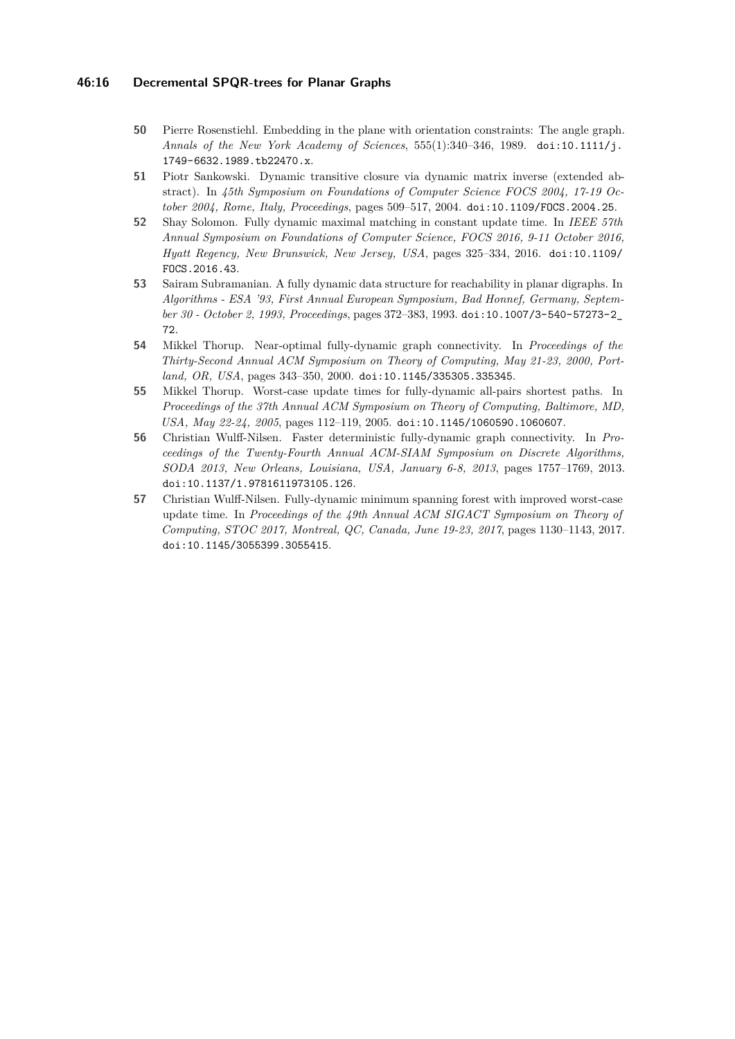**50** Pierre Rosenstiehl. Embedding in the plane with orientation constraints: The angle graph. *Annals of the New York Academy of Sciences*, 555(1):340–346, 1989. doi:10.1111/j.1749-6632.1989.tb22470.x.

**51** Piotr Sankowski. Dynamic transitive closure via dynamic matrix inverse (extended abstract). In *45th Symposium on Foundations of Computer Science FOCS 2004, 17-19 October 2004, Rome, Italy, Proceedings*, pages 509–517, 2004. doi:10.1109/FOCS.2004.25.

**52** Shay Solomon. Fully dynamic maximal matching in constant update time. In *IEEE 57th Annual Symposium on Foundations of Computer Science, FOCS 2016, 9-11 October 2016, Hyatt Regency, New Brunswick, New Jersey, USA*, pages 325–334, 2016. doi:10.1109/FOCS.2016.43.

**53** Sairam Subramanian. A fully dynamic data structure for reachability in planar digraphs. In *Algorithms - ESA '93, First Annual European Symposium, Bad Honnef, Germany, September 30 - October 2, 1993, Proceedings*, pages 372–383, 1993. doi:10.1007/3-540-57273-2_72.

**54** Mikkel Thorup. Near-optimal fully-dynamic graph connectivity. In *Proceedings of the Thirty-Second Annual ACM Symposium on Theory of Computing, May 21-23, 2000, Portland, OR, USA*, pages 343–350, 2000. doi:10.1145/335305.335345.

**55** Mikkel Thorup. Worst-case update times for fully-dynamic all-pairs shortest paths. In *Proceedings of the 37th Annual ACM Symposium on Theory of Computing, Baltimore, MD, USA, May 22-24, 2005*, pages 112–119, 2005. doi:10.1145/1060590.1060607.

**56** Christian Wulff-Nilsen. Faster deterministic fully-dynamic graph connectivity. In *Proceedings of the Twenty-Fourth Annual ACM-SIAM Symposium on Discrete Algorithms, SODA 2013, New Orleans, Louisiana, USA, January 6-8, 2013*, pages 1757–1769, 2013. doi:10.1137/1.9781611973105.126.

**57** Christian Wulff-Nilsen. Fully-dynamic minimum spanning forest with improved worst-case update time. In *Proceedings of the 49th Annual ACM SIGACT Symposium on Theory of Computing, STOC 2017, Montreal, QC, Canada, June 19-23, 2017*, pages 1130–1143, 2017. doi:10.1145/3055399.3055415.